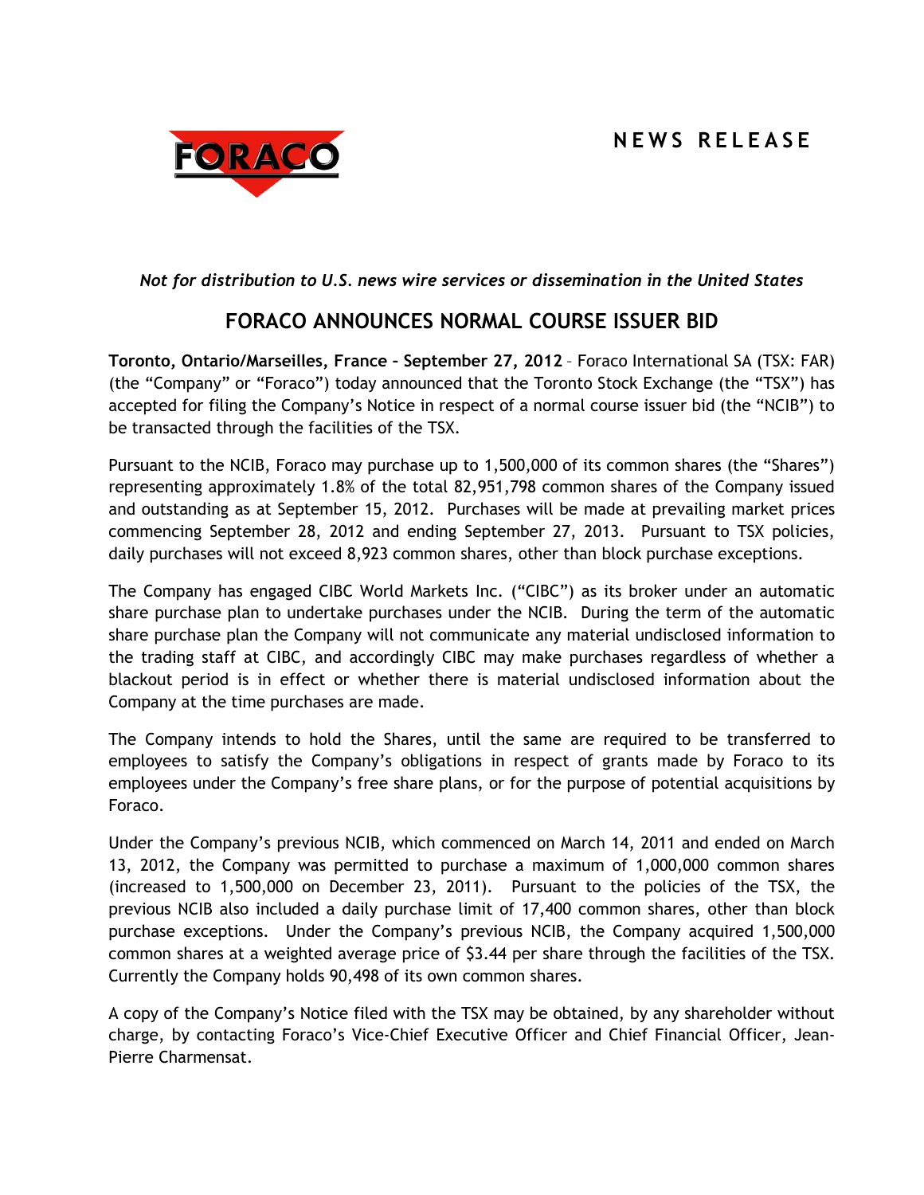# NEWS RELEASE

*Not for distribution to U.S. news wire services or dissemination in the United States*

## FORACO ANNOUNCES NORMAL COURSE ISSUER BID

**Toronto, Ontario/Marseilles, France – September 27, 2012** – Foraco International SA (TSX: FAR) (the "Company" or "Foraco") today announced that the Toronto Stock Exchange (the "TSX") has accepted for filing the Company's Notice in respect of a normal course issuer bid (the "NCIB") to be transacted through the facilities of the TSX.

Pursuant to the NCIB, Foraco may purchase up to 1,500,000 of its common shares (the "Shares") representing approximately 1.8% of the total 82,951,798 common shares of the Company issued and outstanding as at September 15, 2012. Purchases will be made at prevailing market prices commencing September 28, 2012 and ending September 27, 2013. Pursuant to TSX policies, daily purchases will not exceed 8,923 common shares, other than block purchase exceptions.

The Company has engaged CIBC World Markets Inc. ("CIBC") as its broker under an automatic share purchase plan to undertake purchases under the NCIB. During the term of the automatic share purchase plan the Company will not communicate any material undisclosed information to the trading staff at CIBC, and accordingly CIBC may make purchases regardless of whether a blackout period is in effect or whether there is material undisclosed information about the Company at the time purchases are made.

The Company intends to hold the Shares, until the same are required to be transferred to employees to satisfy the Company's obligations in respect of grants made by Foraco to its employees under the Company's free share plans, or for the purpose of potential acquisitions by Foraco.

Under the Company's previous NCIB, which commenced on March 14, 2011 and ended on March 13, 2012, the Company was permitted to purchase a maximum of 1,000,000 common shares (increased to 1,500,000 on December 23, 2011). Pursuant to the policies of the TSX, the previous NCIB also included a daily purchase limit of 17,400 common shares, other than block purchase exceptions. Under the Company's previous NCIB, the Company acquired 1,500,000 common shares at a weighted average price of $3.44 per share through the facilities of the TSX. Currently the Company holds 90,498 of its own common shares.

A copy of the Company's Notice filed with the TSX may be obtained, by any shareholder without charge, by contacting Foraco's Vice-Chief Executive Officer and Chief Financial Officer, Jean-Pierre Charmensat.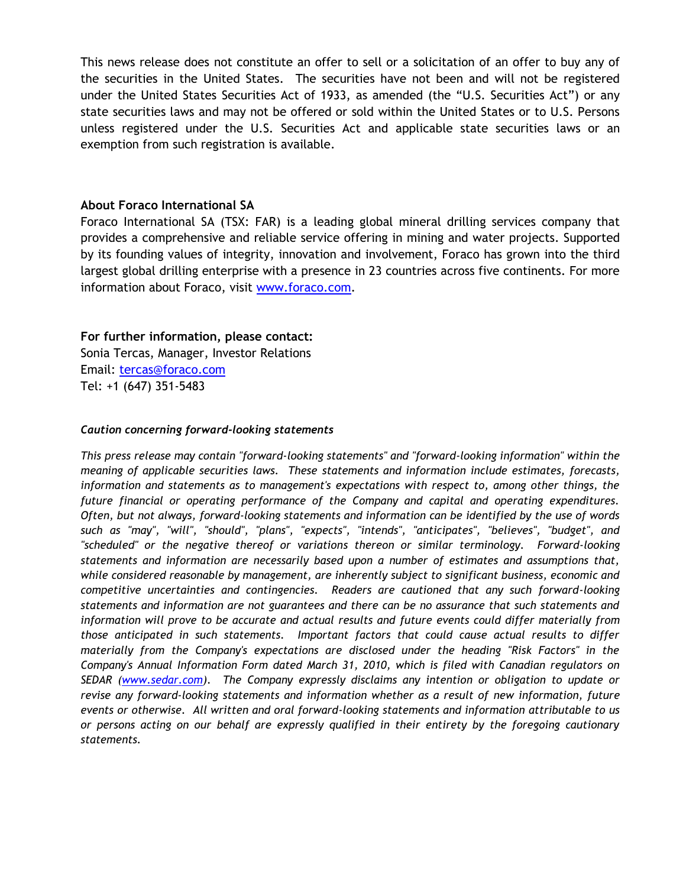This news release does not constitute an offer to sell or a solicitation of an offer to buy any of the securities in the United States. The securities have not been and will not be registered under the United States Securities Act of 1933, as amended (the "U.S. Securities Act") or any state securities laws and may not be offered or sold within the United States or to U.S. Persons unless registered under the U.S. Securities Act and applicable state securities laws or an exemption from such registration is available.

**About Foraco International SA**

Foraco International SA (TSX: FAR) is a leading global mineral drilling services company that provides a comprehensive and reliable service offering in mining and water projects. Supported by its founding values of integrity, innovation and involvement, Foraco has grown into the third largest global drilling enterprise with a presence in 23 countries across five continents. For more information about Foraco, visit [www.foraco.com](http://www.foraco.com).

**For further information, please contact:**

Sonia Tercas, Manager, Investor Relations
Email: [tercas@foraco.com](mailto:tercas@foraco.com)
Tel: +1 (647) 351-5483

***Caution concerning forward-looking statements***

*This press release may contain "forward-looking statements" and "forward-looking information" within the meaning of applicable securities laws. These statements and information include estimates, forecasts, information and statements as to management's expectations with respect to, among other things, the future financial or operating performance of the Company and capital and operating expenditures. Often, but not always, forward-looking statements and information can be identified by the use of words such as "may", "will", "should", "plans", "expects", "intends", "anticipates", "believes", "budget", and "scheduled" or the negative thereof or variations thereon or similar terminology. Forward-looking statements and information are necessarily based upon a number of estimates and assumptions that, while considered reasonable by management, are inherently subject to significant business, economic and competitive uncertainties and contingencies. Readers are cautioned that any such forward-looking statements and information are not guarantees and there can be no assurance that such statements and information will prove to be accurate and actual results and future events could differ materially from those anticipated in such statements. Important factors that could cause actual results to differ materially from the Company's expectations are disclosed under the heading "Risk Factors" in the Company's Annual Information Form dated March 31, 2010, which is filed with Canadian regulators on SEDAR ([www.sedar.com](http://www.sedar.com)). The Company expressly disclaims any intention or obligation to update or revise any forward-looking statements and information whether as a result of new information, future events or otherwise. All written and oral forward-looking statements and information attributable to us or persons acting on our behalf are expressly qualified in their entirety by the foregoing cautionary statements.*